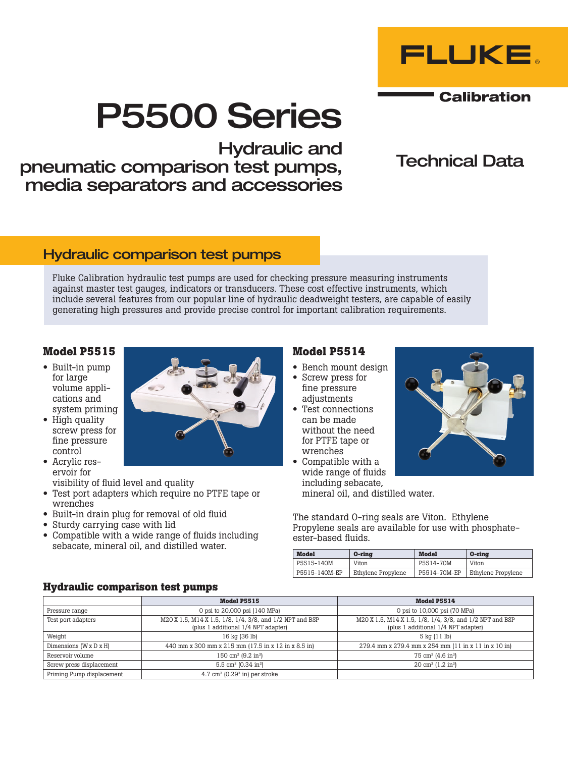FLUKE®

Calibration

# P5500 Series

## Hydraulic and pneumatic comparison test pumps, media separators and accessories

Technical Data

## Hydraulic comparison test pumps

Fluke Calibration hydraulic test pumps are used for checking pressure measuring instruments against master test gauges, indicators or transducers. These cost effective instruments, which include several features from our popular line of hydraulic deadweight testers, are capable of easily generating high pressures and provide precise control for important calibration requirements.

### Model P5515

- Built-in pump for large volume applications and system priming
- High quality screw press for fine pressure control
- Acrylic reservoir for visibility of fluid level and quality
- Test port adapters which require no PTFE tape or wrenches
- Built-in drain plug for removal of old fluid
- Sturdy carrying case with lid
- Compatible with a wide range of fluids including sebacate, mineral oil, and distilled water.

### Model P5514

- Bench mount design
- Screw press for fine pressure adjustments
- Test connections can be made without the need for PTFE tape or wrenches
- Compatible with a wide range of fluids including sebacate, mineral oil, and distilled water.

The standard O-ring seals are Viton. Ethylene Propylene seals are available for use with phosphate-ester-based fluids.

| Model | O-ring | Model | O-ring |
|---|---|---|---|
| P5515-140M | Viton | P5514-70M | Viton |
| P5515-140M-EP | Ethylene Propylene | P5514-70M-EP | Ethylene Propylene |

### Hydraulic comparison test pumps

| | Model P5515 | Model P5514 |
|---|---|---|
| Pressure range | 0 psi to 20,000 psi (140 MPa) | 0 psi to 10,000 psi (70 MPa) |
| Test port adapters | M20 X 1.5, M14 X 1.5, 1/8, 1/4, 3/8, and 1/2 NPT and BSP (plus 1 additional 1/4 NPT adapter) | M20 X 1.5, M14 X 1.5, 1/8, 1/4, 3/8, and 1/2 NPT and BSP (plus 1 additional 1/4 NPT adapter) |
| Weight | 16 kg (36 lb) | 5 kg (11 lb) |
| Dimensions (W x D x H) | 440 mm x 300 mm x 215 mm (17.5 in x 12 in x 8.5 in) | 279.4 mm x 279.4 mm x 254 mm (11 in x 11 in x 10 in) |
| Reservoir volume | 150 cm³ (9.2 in³) | 75 cm³ (4.6 in³) |
| Screw press displacement | 5.5 cm³ (0.34 in³) | 20 cm³ (1.2 in³) |
| Priming Pump displacement | 4.7 cm³ (0.29³ in) per stroke | |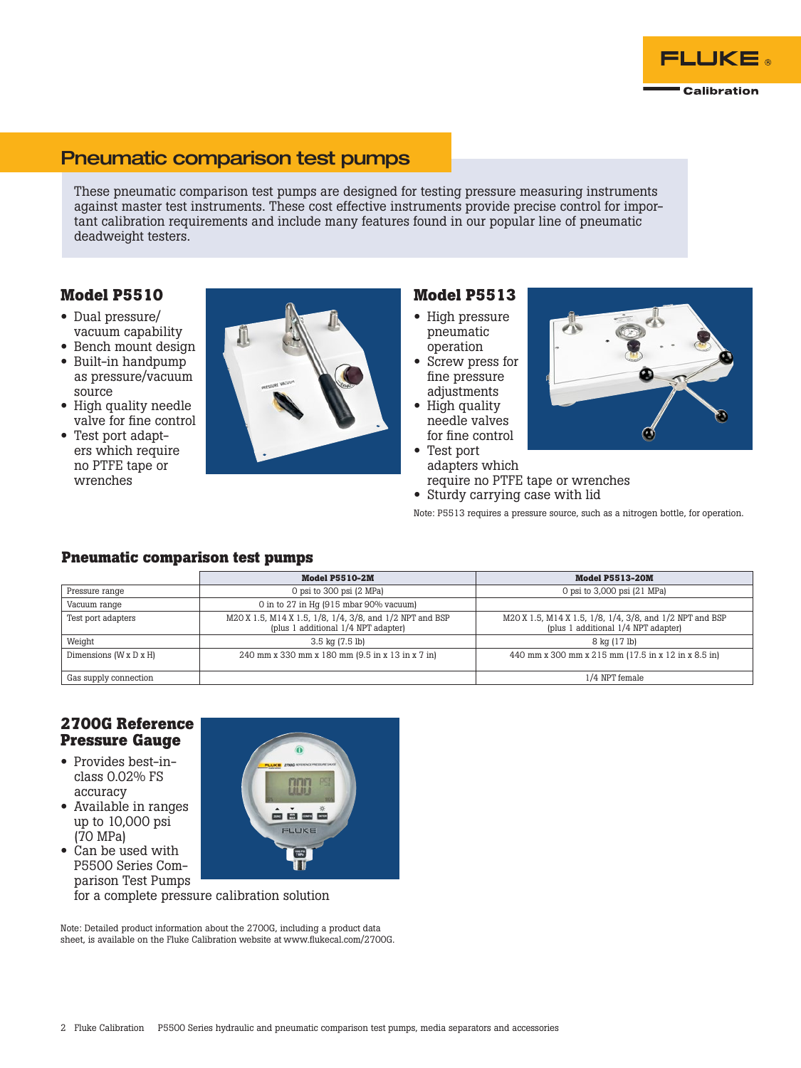# Pneumatic comparison test pumps

These pneumatic comparison test pumps are designed for testing pressure measuring instruments against master test instruments. These cost effective instruments provide precise control for important calibration requirements and include many features found in our popular line of pneumatic deadweight testers.

## Model P5510

- Dual pressure/vacuum capability
- Bench mount design
- Built-in handpump as pressure/vacuum source
- High quality needle valve for fine control
- Test port adapters which require no PTFE tape or wrenches

## Model P5513

- High pressure pneumatic operation
- Screw press for fine pressure adjustments
- High quality needle valves for fine control
- Test port adapters which require no PTFE tape or wrenches
- Sturdy carrying case with lid

Note: P5513 requires a pressure source, such as a nitrogen bottle, for operation.

## Pneumatic comparison test pumps

| | Model P5510-2M | Model P5513-20M |
|---|---|---|
| Pressure range | 0 psi to 300 psi (2 MPa) | 0 psi to 3,000 psi (21 MPa) |
| Vacuum range | 0 in to 27 in Hg (915 mbar 90% vacuum) | |
| Test port adapters | M20 X 1.5, M14 X 1.5, 1/8, 1/4, 3/8, and 1/2 NPT and BSP (plus 1 additional 1/4 NPT adapter) | M20 X 1.5, M14 X 1.5, 1/8, 1/4, 3/8, and 1/2 NPT and BSP (plus 1 additional 1/4 NPT adapter) |
| Weight | 3.5 kg (7.5 lb) | 8 kg (17 lb) |
| Dimensions (W x D x H) | 240 mm x 330 mm x 180 mm (9.5 in x 13 in x 7 in) | 440 mm x 300 mm x 215 mm (17.5 in x 12 in x 8.5 in) |
| Gas supply connection | | 1/4 NPT female |

## 2700G Reference Pressure Gauge

- Provides best-in-class 0.02% FS accuracy
- Available in ranges up to 10,000 psi (70 MPa)
- Can be used with P5500 Series Comparison Test Pumps for a complete pressure calibration solution

Note: Detailed product information about the 2700G, including a product data sheet, is available on the Fluke Calibration website at www.flukecal.com/2700G.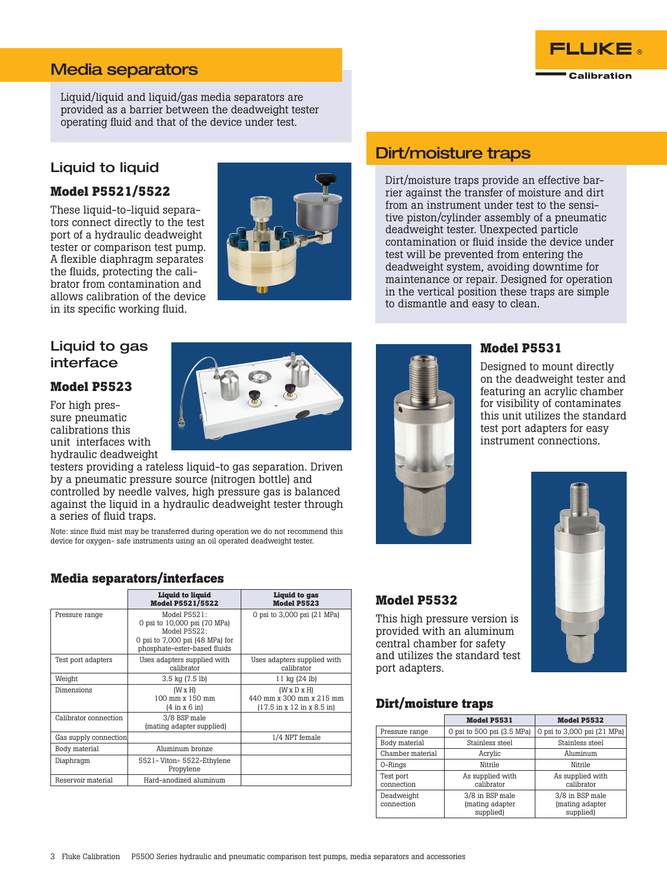# Media separators

Liquid/liquid and liquid/gas media separators are provided as a barrier between the deadweight tester operating fluid and that of the device under test.

## Liquid to liquid

### Model P5521/5522

These liquid-to-liquid separators connect directly to the test port of a hydraulic deadweight tester or comparison test pump. A flexible diaphragm separates the fluids, protecting the calibrator from contamination and allows calibration of the device in its specific working fluid.

## Liquid to gas interface

### Model P5523

For high pressure pneumatic calibrations this unit interfaces with hydraulic deadweight testers providing a rateless liquid-to gas separation. Driven by a pneumatic pressure source (nitrogen bottle) and controlled by needle valves, high pressure gas is balanced against the liquid in a hydraulic deadweight tester through a series of fluid traps.

Note: since fluid mist may be transferred during operation we do not recommend this device for oxygen- safe instruments using an oil operated deadweight tester.

### Media separators/interfaces

| | Liquid to liquid Model P5521/5522 | Liquid to gas Model P5523 |
|---|---|---|
| Pressure range | Model P5521: 0 psi to 10,000 psi (70 MPa) Model P5522: 0 psi to 7,000 psi (48 MPa) for phosphate-ester-based fluids | 0 psi to 3,000 psi (21 MPa) |
| Test port adapters | Uses adapters supplied with calibrator | Uses adapters supplied with calibrator |
| Weight | 3.5 kg (7.5 lb) | 11 kg (24 lb) |
| Dimensions | (W x H) 100 mm x 150 mm (4 in x 6 in) | (W x D x H) 440 mm x 300 mm x 215 mm (17.5 in x 12 in x 8.5 in) |
| Calibrator connection | 3/8 BSP male (mating adapter supplied) | |
| Gas supply connection | | 1/4 NPT female |
| Body material | Aluminum bronze | |
| Diaphragm | 5521- Viton® 5522-Ethylene Propylene | |
| Reservoir material | Hard-anodized aluminum | |

# Dirt/moisture traps

Dirt/moisture traps provide an effective barrier against the transfer of moisture and dirt from an instrument under test to the sensitive piston/cylinder assembly of a pneumatic deadweight tester. Unexpected particle contamination or fluid inside the device under test will be prevented from entering the deadweight system, avoiding downtime for maintenance or repair. Designed for operation in the vertical position these traps are simple to dismantle and easy to clean.

### Model P5531

Designed to mount directly on the deadweight tester and featuring an acrylic chamber for visibility of contaminates this unit utilizes the standard test port adapters for easy instrument connections.

### Model P5532

This high pressure version is provided with an aluminum central chamber for safety and utilizes the standard test port adapters.

### Dirt/moisture traps

| | Model P5531 | Model P5532 |
|---|---|---|
| Pressure range | 0 psi to 500 psi (3.5 MPa) | 0 psi to 3,000 psi (21 MPa) |
| Body material | Stainless steel | Stainless steel |
| Chamber material | Acrylic | Aluminum |
| O-Rings | Nitrile | Nitrile |
| Test port connection | As supplied with calibrator | As supplied with calibrator |
| Deadweight connection | 3/8 in BSP male (mating adapter supplied) | 3/8 in BSP male (mating adapter supplied) |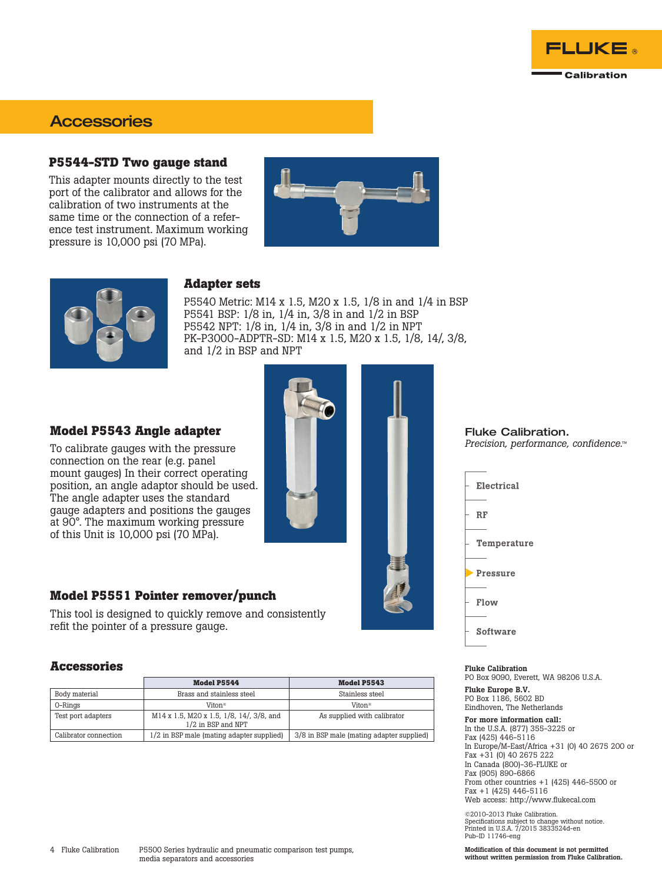# Accessories

## P5544-STD Two gauge stand

This adapter mounts directly to the test port of the calibrator and allows for the calibration of two instruments at the same time or the connection of a reference test instrument. Maximum working pressure is 10,000 psi (70 MPa).

## Adapter sets

P5540 Metric: M14 x 1.5, M20 x 1.5, 1/8 in and 1/4 in BSP
P5541 BSP: 1/8 in, 1/4 in, 3/8 in and 1/2 in BSP
P5542 NPT: 1/8 in, 1/4 in, 3/8 in and 1/2 in NPT
PK-P3000-ADPTR-SD: M14 x 1.5, M20 x 1.5, 1/8, 14/, 3/8, and 1/2 in BSP and NPT

## Model P5543 Angle adapter

To calibrate gauges with the pressure connection on the rear (e.g. panel mount gauges) In their correct operating position, an angle adaptor should be used. The angle adapter uses the standard gauge adapters and positions the gauges at 90°. The maximum working pressure of this Unit is 10,000 psi (70 MPa).

## Model P5551 Pointer remover/punch

This tool is designed to quickly remove and consistently refit the pointer of a pressure gauge.

## Accessories

| | Model P5544 | Model P5543 |
|---|---|---|
| Body material | Brass and stainless steel | Stainless steel |
| O-Rings | Viton® | Viton® |
| Test port adapters | M14 x 1.5, M20 x 1.5, 1/8, 14/, 3/8, and 1/2 in BSP and NPT | As supplied with calibrator |
| Calibrator connection | 1/2 in BSP male (mating adapter supplied) | 3/8 in BSP male (mating adapter supplied) |

**Fluke Calibration.**
*Precision, performance, confidence.™*

- Electrical
- RF
- Temperature
- Pressure
- Flow
- Software

**Fluke Calibration**
PO Box 9090, Everett, WA 98206 U.S.A.

**Fluke Europe B.V.**
PO Box 1186, 5602 BD
Eindhoven, The Netherlands

**For more information call:**
In the U.S.A. (877) 355-3225 or
Fax (425) 446-5116
In Europe/M-East/Africa +31 (0) 40 2675 200 or
Fax +31 (0) 40 2675 222
In Canada (800)-36-FLUKE or
Fax (905) 890-6866
From other countries +1 (425) 446-5500 or
Fax +1 (425) 446-5116
Web access: http://www.flukecal.com

©2010-2013 Fluke Calibration.
Specifications subject to change without notice.
Printed in U.S.A. 7/2015 3833524d-en
Pub-ID 11746-eng

**Modification of this document is not permitted without written permission from Fluke Calibration.**